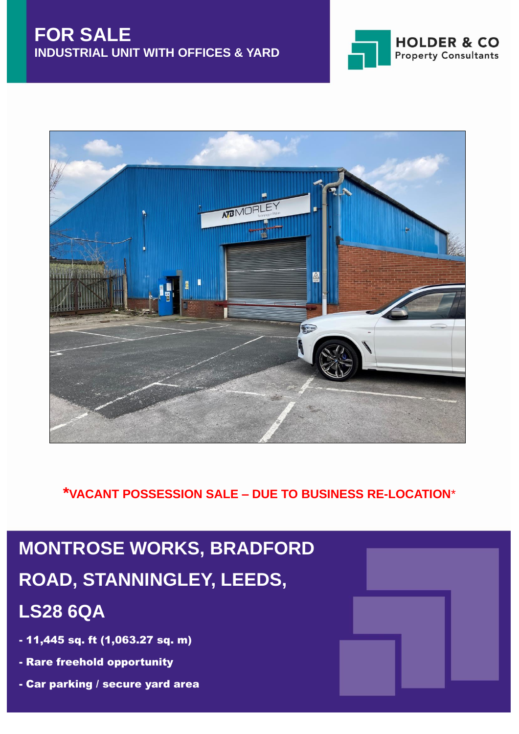# FOR SALE
## INDUSTRIAL UNIT WITH OFFICES & YARD

HOLDER & CO
Property Consultants

***VACANT POSSESSION SALE – DUE TO BUSINESS RE-LOCATION***

# MONTROSE WORKS, BRADFORD ROAD, STANNINGLEY, LEEDS, LS28 6QA

- **11,445 sq. ft (1,063.27 sq. m)**
- **Rare freehold opportunity**
- **Car parking / secure yard area**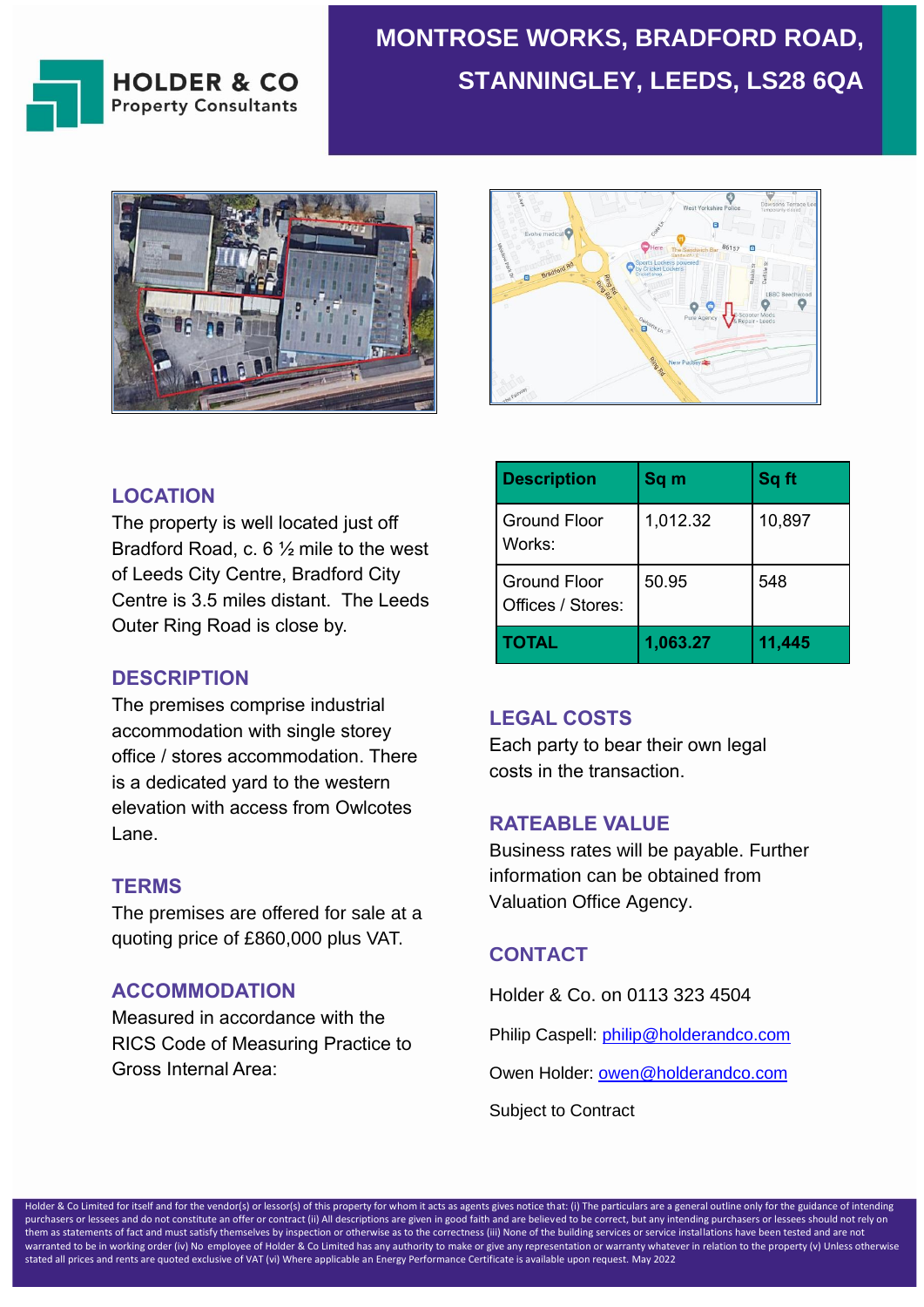HOLDER & CO
Property Consultants

# MONTROSE WORKS, BRADFORD ROAD, STANNINGLEY, LEEDS, LS28 6QA

## LOCATION

The property is well located just off Bradford Road, c. 6 ½ mile to the west of Leeds City Centre, Bradford City Centre is 3.5 miles distant. The Leeds Outer Ring Road is close by.

## DESCRIPTION

The premises comprise industrial accommodation with single storey office / stores accommodation. There is a dedicated yard to the western elevation with access from Owlcotes Lane.

## TERMS

The premises are offered for sale at a quoting price of £860,000 plus VAT.

## ACCOMMODATION

Measured in accordance with the RICS Code of Measuring Practice to Gross Internal Area:

| Description | Sq m | Sq ft |
|---|---|---|
| Ground Floor Works: | 1,012.32 | 10,897 |
| Ground Floor Offices / Stores: | 50.95 | 548 |
| **TOTAL** | **1,063.27** | **11,445** |

## LEGAL COSTS

Each party to bear their own legal costs in the transaction.

## RATEABLE VALUE

Business rates will be payable. Further information can be obtained from Valuation Office Agency.

## CONTACT

Holder & Co. on 0113 323 4504

Philip Caspell: philip@holderandco.com

Owen Holder: owen@holderandco.com

Subject to Contract

Holder & Co Limited for itself and for the vendor(s) or lessor(s) of this property for whom it acts as agents gives notice that: (i) The particulars are a general outline only for the guidance of intending purchasers or lessees and do not constitute an offer or contract (ii) All descriptions are given in good faith and are believed to be correct, but any intending purchasers or lessees should not rely on them as statements of fact and must satisfy themselves by inspection or otherwise as to the correctness (iii) None of the building services or service installations have been tested and are not warranted to be in working order (iv) No employee of Holder & Co Limited has any authority to make or give any representation or warranty whatever in relation to the property (v) Unless otherwise stated all prices and rents are quoted exclusive of VAT (vi) Where applicable an Energy Performance Certificate is available upon request. May 2022